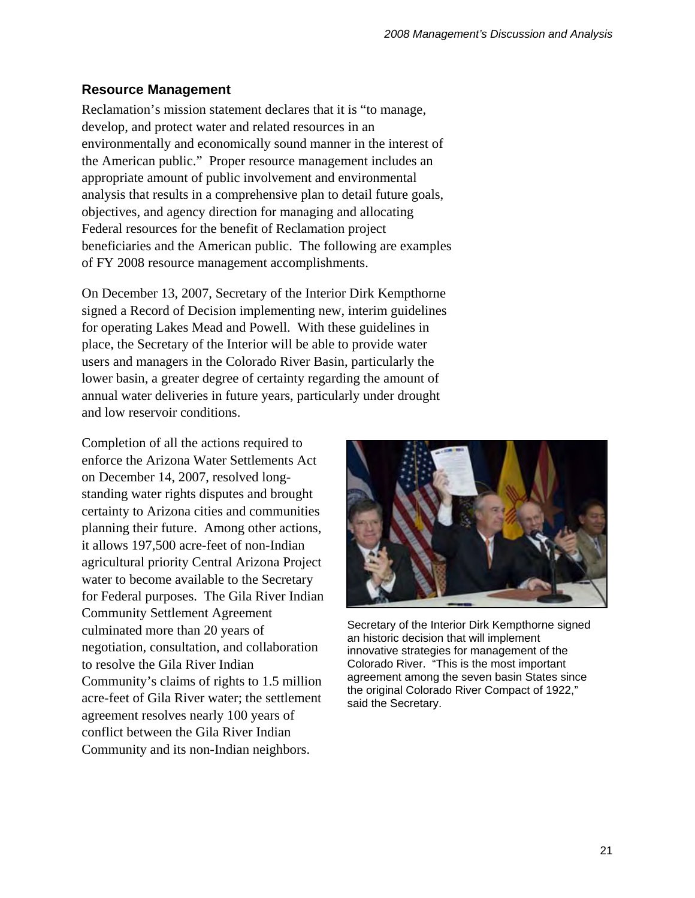## Resource Management

Reclamation's mission statement declares that it is "to manage, develop, and protect water and related resources in an environmentally and economically sound manner in the interest of the American public." Proper resource management includes an appropriate amount of public involvement and environmental analysis that results in a comprehensive plan to detail future goals, objectives, and agency direction for managing and allocating Federal resources for the benefit of Reclamation project beneficiaries and the American public. The following are examples of FY 2008 resource management accomplishments.

On December 13, 2007, Secretary of the Interior Dirk Kempthorne signed a Record of Decision implementing new, interim guidelines for operating Lakes Mead and Powell. With these guidelines in place, the Secretary of the Interior will be able to provide water users and managers in the Colorado River Basin, particularly the lower basin, a greater degree of certainty regarding the amount of annual water deliveries in future years, particularly under drought and low reservoir conditions.

Completion of all the actions required to enforce the Arizona Water Settlements Act on December 14, 2007, resolved long-standing water rights disputes and brought certainty to Arizona cities and communities planning their future. Among other actions, it allows 197,500 acre-feet of non-Indian agricultural priority Central Arizona Project water to become available to the Secretary for Federal purposes. The Gila River Indian Community Settlement Agreement culminated more than 20 years of negotiation, consultation, and collaboration to resolve the Gila River Indian Community's claims of rights to 1.5 million acre-feet of Gila River water; the settlement agreement resolves nearly 100 years of conflict between the Gila River Indian Community and its non-Indian neighbors.

Secretary of the Interior Dirk Kempthorne signed an historic decision that will implement innovative strategies for management of the Colorado River. "This is the most important agreement among the seven basin States since the original Colorado River Compact of 1922," said the Secretary.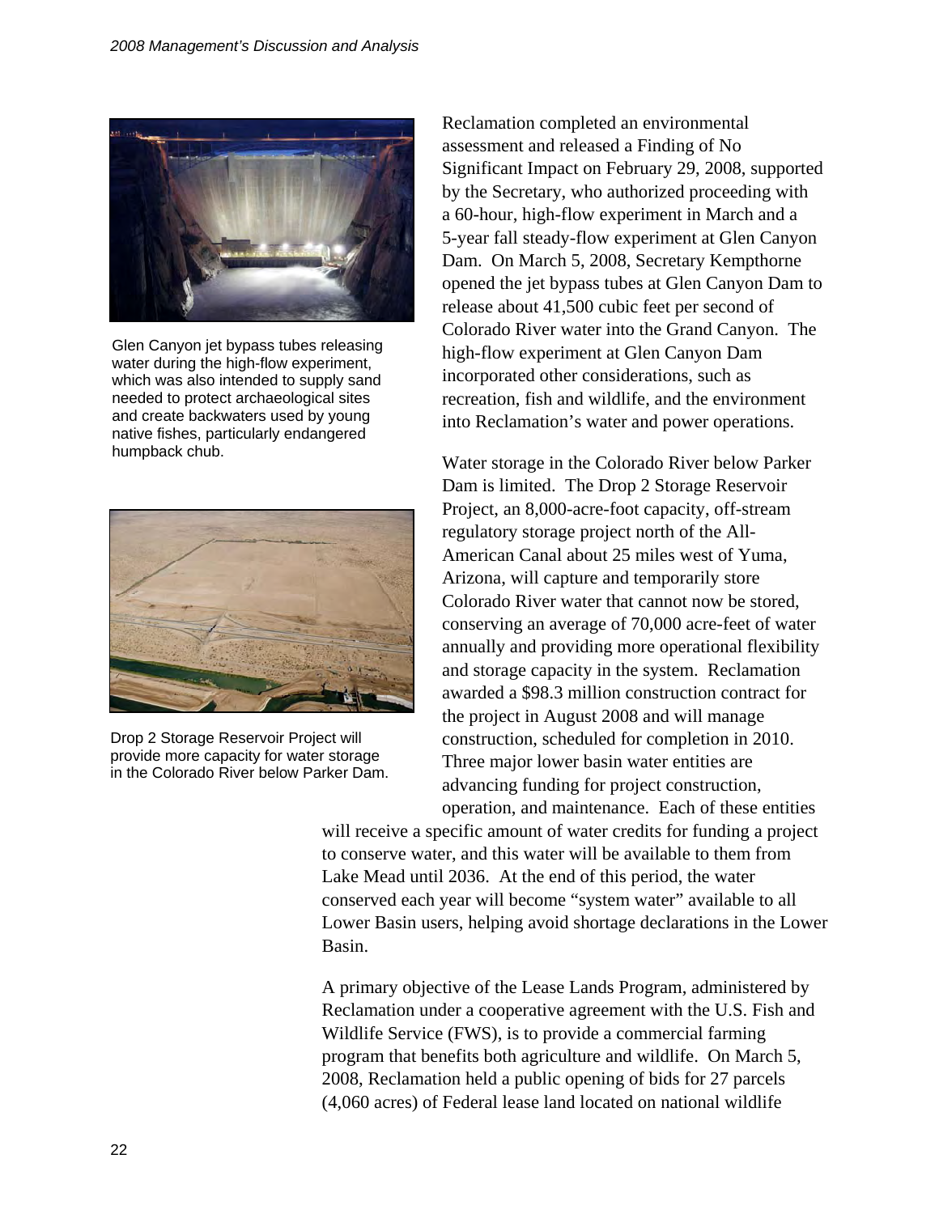Glen Canyon jet bypass tubes releasing water during the high-flow experiment, which was also intended to supply sand needed to protect archaeological sites and create backwaters used by young native fishes, particularly endangered humpback chub.

Reclamation completed an environmental assessment and released a Finding of No Significant Impact on February 29, 2008, supported by the Secretary, who authorized proceeding with a 60-hour, high-flow experiment in March and a 5-year fall steady-flow experiment at Glen Canyon Dam. On March 5, 2008, Secretary Kempthorne opened the jet bypass tubes at Glen Canyon Dam to release about 41,500 cubic feet per second of Colorado River water into the Grand Canyon. The high-flow experiment at Glen Canyon Dam incorporated other considerations, such as recreation, fish and wildlife, and the environment into Reclamation's water and power operations.

Drop 2 Storage Reservoir Project will provide more capacity for water storage in the Colorado River below Parker Dam.

Water storage in the Colorado River below Parker Dam is limited. The Drop 2 Storage Reservoir Project, an 8,000-acre-foot capacity, off-stream regulatory storage project north of the All-American Canal about 25 miles west of Yuma, Arizona, will capture and temporarily store Colorado River water that cannot now be stored, conserving an average of 70,000 acre-feet of water annually and providing more operational flexibility and storage capacity in the system. Reclamation awarded a $98.3 million construction contract for the project in August 2008 and will manage construction, scheduled for completion in 2010. Three major lower basin water entities are advancing funding for project construction, operation, and maintenance. Each of these entities will receive a specific amount of water credits for funding a project to conserve water, and this water will be available to them from Lake Mead until 2036. At the end of this period, the water conserved each year will become "system water" available to all Lower Basin users, helping avoid shortage declarations in the Lower Basin.

A primary objective of the Lease Lands Program, administered by Reclamation under a cooperative agreement with the U.S. Fish and Wildlife Service (FWS), is to provide a commercial farming program that benefits both agriculture and wildlife. On March 5, 2008, Reclamation held a public opening of bids for 27 parcels (4,060 acres) of Federal lease land located on national wildlife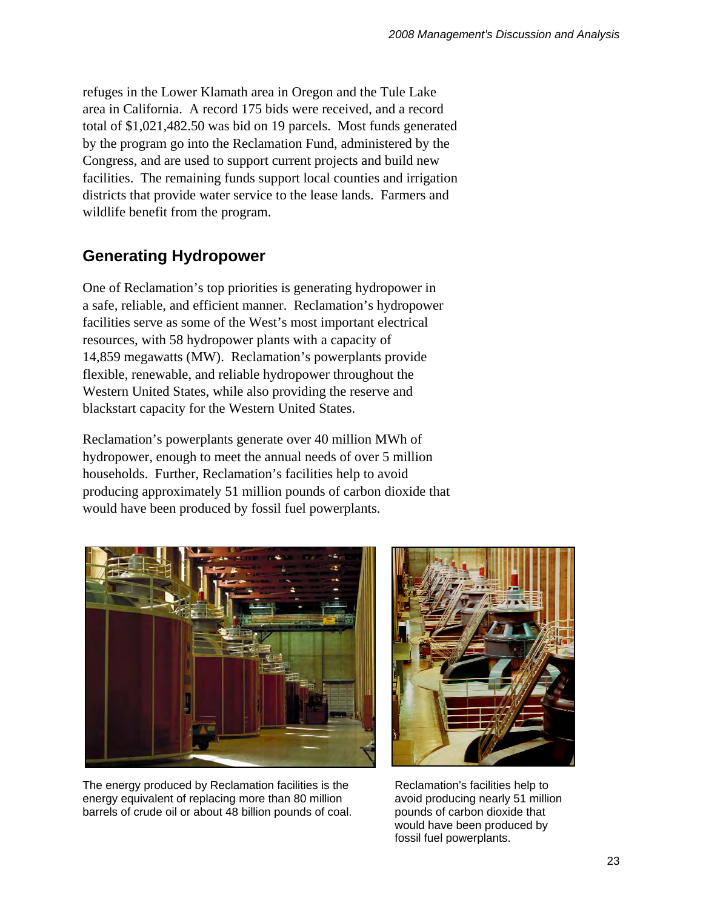refuges in the Lower Klamath area in Oregon and the Tule Lake area in California. A record 175 bids were received, and a record total of $1,021,482.50 was bid on 19 parcels. Most funds generated by the program go into the Reclamation Fund, administered by the Congress, and are used to support current projects and build new facilities. The remaining funds support local counties and irrigation districts that provide water service to the lease lands. Farmers and wildlife benefit from the program.

## Generating Hydropower

One of Reclamation's top priorities is generating hydropower in a safe, reliable, and efficient manner. Reclamation's hydropower facilities serve as some of the West's most important electrical resources, with 58 hydropower plants with a capacity of 14,859 megawatts (MW). Reclamation's powerplants provide flexible, renewable, and reliable hydropower throughout the Western United States, while also providing the reserve and blackstart capacity for the Western United States.

Reclamation's powerplants generate over 40 million MWh of hydropower, enough to meet the annual needs of over 5 million households. Further, Reclamation's facilities help to avoid producing approximately 51 million pounds of carbon dioxide that would have been produced by fossil fuel powerplants.

The energy produced by Reclamation facilities is the energy equivalent of replacing more than 80 million barrels of crude oil or about 48 billion pounds of coal.

Reclamation's facilities help to avoid producing nearly 51 million pounds of carbon dioxide that would have been produced by fossil fuel powerplants.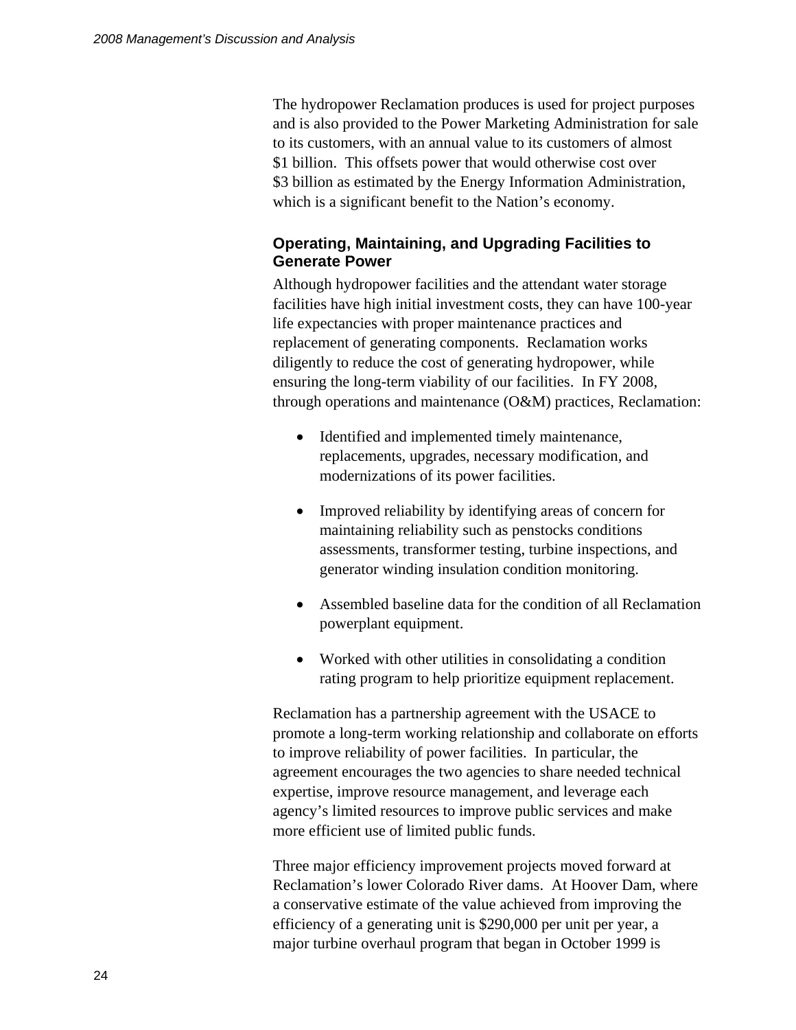The hydropower Reclamation produces is used for project purposes and is also provided to the Power Marketing Administration for sale to its customers, with an annual value to its customers of almost $1 billion. This offsets power that would otherwise cost over $3 billion as estimated by the Energy Information Administration, which is a significant benefit to the Nation's economy.

### Operating, Maintaining, and Upgrading Facilities to Generate Power

Although hydropower facilities and the attendant water storage facilities have high initial investment costs, they can have 100-year life expectancies with proper maintenance practices and replacement of generating components. Reclamation works diligently to reduce the cost of generating hydropower, while ensuring the long-term viability of our facilities. In FY 2008, through operations and maintenance (O&M) practices, Reclamation:

- Identified and implemented timely maintenance, replacements, upgrades, necessary modification, and modernizations of its power facilities.
- Improved reliability by identifying areas of concern for maintaining reliability such as penstocks conditions assessments, transformer testing, turbine inspections, and generator winding insulation condition monitoring.
- Assembled baseline data for the condition of all Reclamation powerplant equipment.
- Worked with other utilities in consolidating a condition rating program to help prioritize equipment replacement.

Reclamation has a partnership agreement with the USACE to promote a long-term working relationship and collaborate on efforts to improve reliability of power facilities. In particular, the agreement encourages the two agencies to share needed technical expertise, improve resource management, and leverage each agency's limited resources to improve public services and make more efficient use of limited public funds.

Three major efficiency improvement projects moved forward at Reclamation's lower Colorado River dams. At Hoover Dam, where a conservative estimate of the value achieved from improving the efficiency of a generating unit is $290,000 per unit per year, a major turbine overhaul program that began in October 1999 is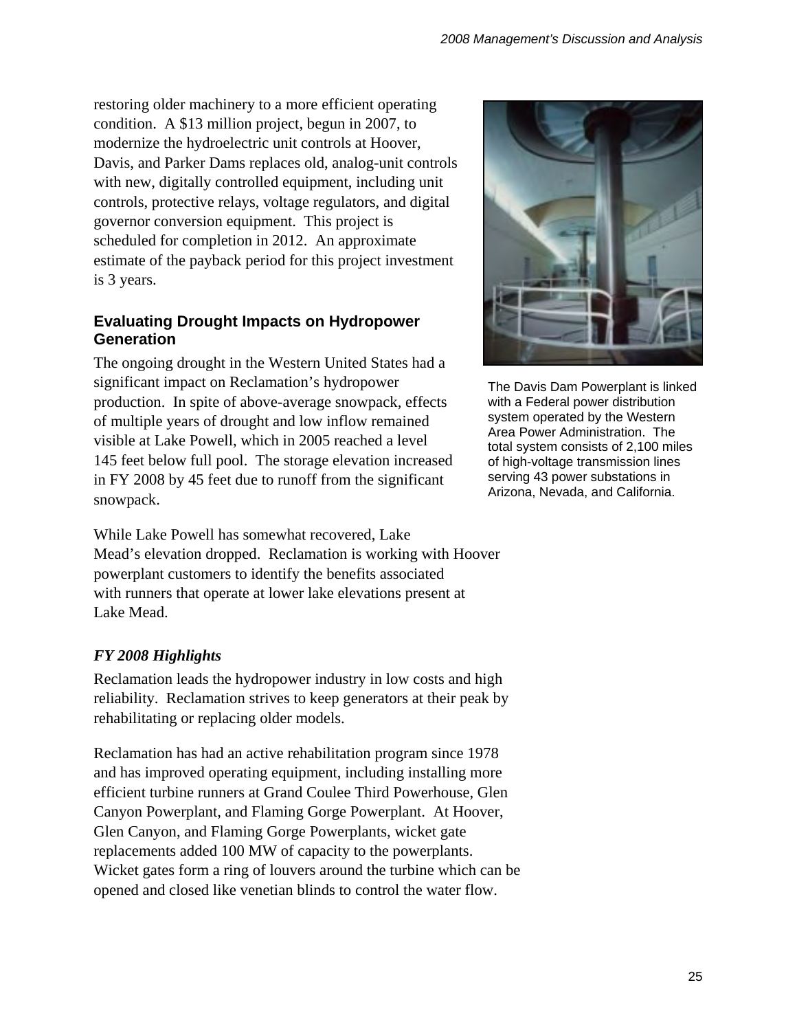restoring older machinery to a more efficient operating condition. A $13 million project, begun in 2007, to modernize the hydroelectric unit controls at Hoover, Davis, and Parker Dams replaces old, analog-unit controls with new, digitally controlled equipment, including unit controls, protective relays, voltage regulators, and digital governor conversion equipment. This project is scheduled for completion in 2012. An approximate estimate of the payback period for this project investment is 3 years.

The Davis Dam Powerplant is linked with a Federal power distribution system operated by the Western Area Power Administration. The total system consists of 2,100 miles of high-voltage transmission lines serving 43 power substations in Arizona, Nevada, and California.

### Evaluating Drought Impacts on Hydropower Generation

The ongoing drought in the Western United States had a significant impact on Reclamation's hydropower production. In spite of above-average snowpack, effects of multiple years of drought and low inflow remained visible at Lake Powell, which in 2005 reached a level 145 feet below full pool. The storage elevation increased in FY 2008 by 45 feet due to runoff from the significant snowpack.

While Lake Powell has somewhat recovered, Lake Mead's elevation dropped. Reclamation is working with Hoover powerplant customers to identify the benefits associated with runners that operate at lower lake elevations present at Lake Mead.

### *FY 2008 Highlights*

Reclamation leads the hydropower industry in low costs and high reliability. Reclamation strives to keep generators at their peak by rehabilitating or replacing older models.

Reclamation has had an active rehabilitation program since 1978 and has improved operating equipment, including installing more efficient turbine runners at Grand Coulee Third Powerhouse, Glen Canyon Powerplant, and Flaming Gorge Powerplant. At Hoover, Glen Canyon, and Flaming Gorge Powerplants, wicket gate replacements added 100 MW of capacity to the powerplants. Wicket gates form a ring of louvers around the turbine which can be opened and closed like venetian blinds to control the water flow.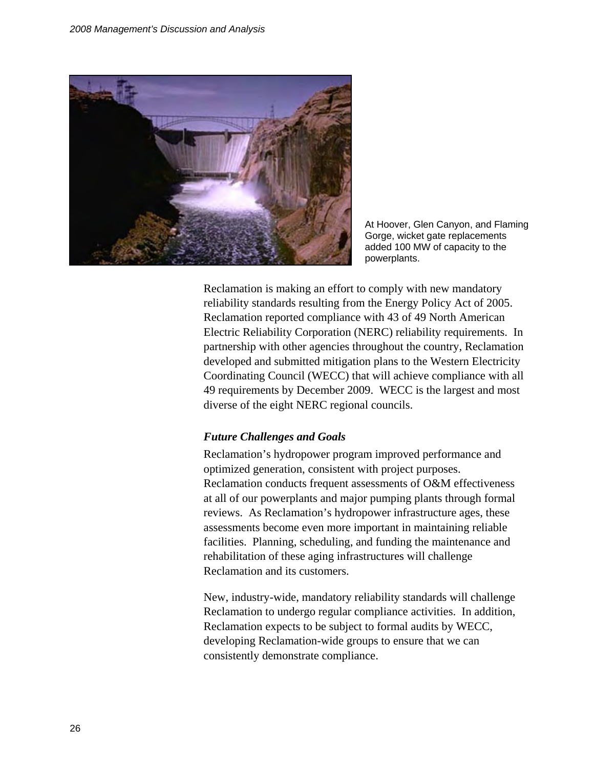At Hoover, Glen Canyon, and Flaming Gorge, wicket gate replacements added 100 MW of capacity to the powerplants.

Reclamation is making an effort to comply with new mandatory reliability standards resulting from the Energy Policy Act of 2005. Reclamation reported compliance with 43 of 49 North American Electric Reliability Corporation (NERC) reliability requirements. In partnership with other agencies throughout the country, Reclamation developed and submitted mitigation plans to the Western Electricity Coordinating Council (WECC) that will achieve compliance with all 49 requirements by December 2009. WECC is the largest and most diverse of the eight NERC regional councils.

### *Future Challenges and Goals*

Reclamation's hydropower program improved performance and optimized generation, consistent with project purposes. Reclamation conducts frequent assessments of O&M effectiveness at all of our powerplants and major pumping plants through formal reviews. As Reclamation's hydropower infrastructure ages, these assessments become even more important in maintaining reliable facilities. Planning, scheduling, and funding the maintenance and rehabilitation of these aging infrastructures will challenge Reclamation and its customers.

New, industry-wide, mandatory reliability standards will challenge Reclamation to undergo regular compliance activities. In addition, Reclamation expects to be subject to formal audits by WECC, developing Reclamation-wide groups to ensure that we can consistently demonstrate compliance.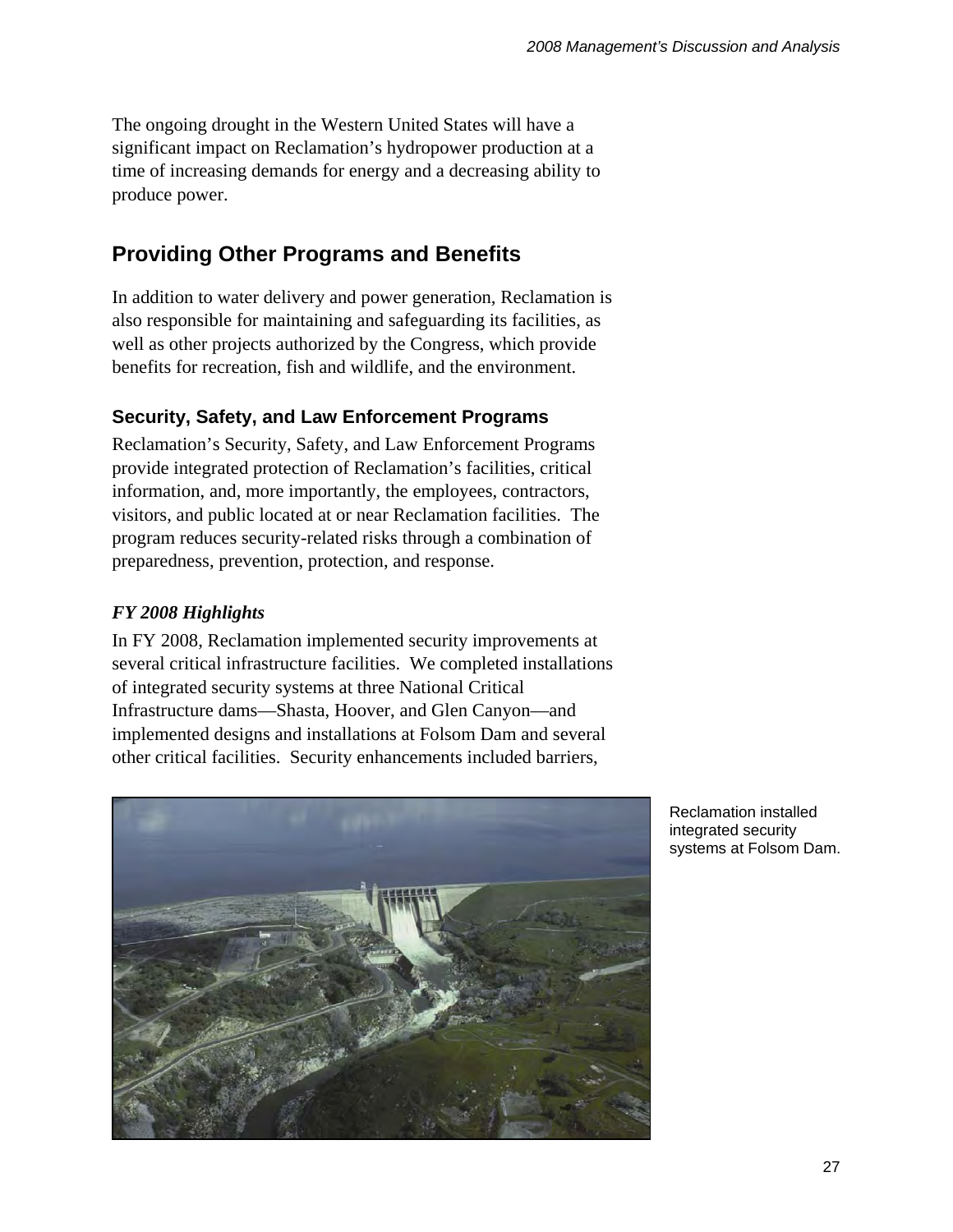The ongoing drought in the Western United States will have a significant impact on Reclamation's hydropower production at a time of increasing demands for energy and a decreasing ability to produce power.

## Providing Other Programs and Benefits

In addition to water delivery and power generation, Reclamation is also responsible for maintaining and safeguarding its facilities, as well as other projects authorized by the Congress, which provide benefits for recreation, fish and wildlife, and the environment.

### Security, Safety, and Law Enforcement Programs

Reclamation's Security, Safety, and Law Enforcement Programs provide integrated protection of Reclamation's facilities, critical information, and, more importantly, the employees, contractors, visitors, and public located at or near Reclamation facilities. The program reduces security-related risks through a combination of preparedness, prevention, protection, and response.

#### *FY 2008 Highlights*

In FY 2008, Reclamation implemented security improvements at several critical infrastructure facilities. We completed installations of integrated security systems at three National Critical Infrastructure dams—Shasta, Hoover, and Glen Canyon—and implemented designs and installations at Folsom Dam and several other critical facilities. Security enhancements included barriers,

Reclamation installed integrated security systems at Folsom Dam.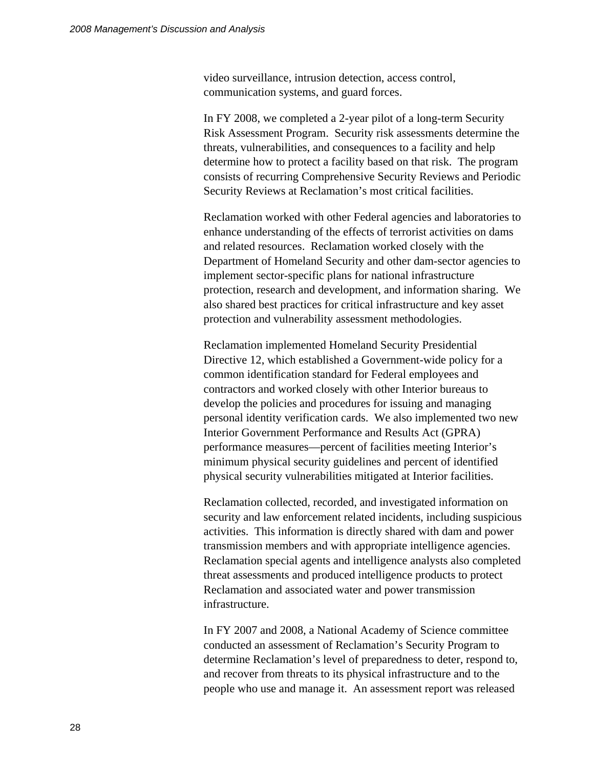video surveillance, intrusion detection, access control, communication systems, and guard forces.

In FY 2008, we completed a 2-year pilot of a long-term Security Risk Assessment Program. Security risk assessments determine the threats, vulnerabilities, and consequences to a facility and help determine how to protect a facility based on that risk. The program consists of recurring Comprehensive Security Reviews and Periodic Security Reviews at Reclamation's most critical facilities.

Reclamation worked with other Federal agencies and laboratories to enhance understanding of the effects of terrorist activities on dams and related resources. Reclamation worked closely with the Department of Homeland Security and other dam-sector agencies to implement sector-specific plans for national infrastructure protection, research and development, and information sharing. We also shared best practices for critical infrastructure and key asset protection and vulnerability assessment methodologies.

Reclamation implemented Homeland Security Presidential Directive 12, which established a Government-wide policy for a common identification standard for Federal employees and contractors and worked closely with other Interior bureaus to develop the policies and procedures for issuing and managing personal identity verification cards. We also implemented two new Interior Government Performance and Results Act (GPRA) performance measures—percent of facilities meeting Interior's minimum physical security guidelines and percent of identified physical security vulnerabilities mitigated at Interior facilities.

Reclamation collected, recorded, and investigated information on security and law enforcement related incidents, including suspicious activities. This information is directly shared with dam and power transmission members and with appropriate intelligence agencies. Reclamation special agents and intelligence analysts also completed threat assessments and produced intelligence products to protect Reclamation and associated water and power transmission infrastructure.

In FY 2007 and 2008, a National Academy of Science committee conducted an assessment of Reclamation's Security Program to determine Reclamation's level of preparedness to deter, respond to, and recover from threats to its physical infrastructure and to the people who use and manage it. An assessment report was released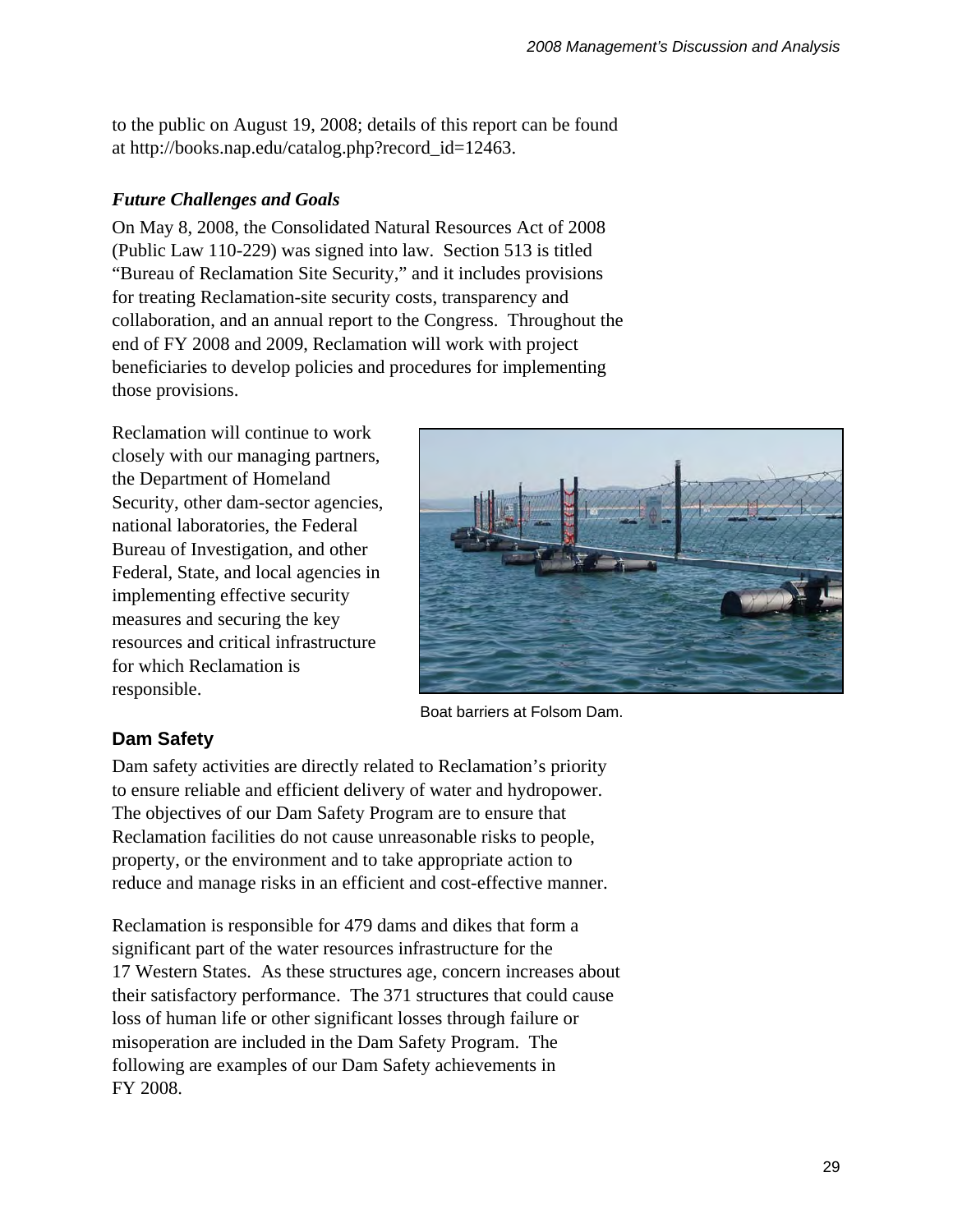to the public on August 19, 2008; details of this report can be found at http://books.nap.edu/catalog.php?record_id=12463.

### *Future Challenges and Goals*

On May 8, 2008, the Consolidated Natural Resources Act of 2008 (Public Law 110-229) was signed into law. Section 513 is titled "Bureau of Reclamation Site Security," and it includes provisions for treating Reclamation-site security costs, transparency and collaboration, and an annual report to the Congress. Throughout the end of FY 2008 and 2009, Reclamation will work with project beneficiaries to develop policies and procedures for implementing those provisions.

Reclamation will continue to work closely with our managing partners, the Department of Homeland Security, other dam-sector agencies, national laboratories, the Federal Bureau of Investigation, and other Federal, State, and local agencies in implementing effective security measures and securing the key resources and critical infrastructure for which Reclamation is responsible.

Boat barriers at Folsom Dam.

## Dam Safety

Dam safety activities are directly related to Reclamation's priority to ensure reliable and efficient delivery of water and hydropower. The objectives of our Dam Safety Program are to ensure that Reclamation facilities do not cause unreasonable risks to people, property, or the environment and to take appropriate action to reduce and manage risks in an efficient and cost-effective manner.

Reclamation is responsible for 479 dams and dikes that form a significant part of the water resources infrastructure for the 17 Western States. As these structures age, concern increases about their satisfactory performance. The 371 structures that could cause loss of human life or other significant losses through failure or misoperation are included in the Dam Safety Program. The following are examples of our Dam Safety achievements in FY 2008.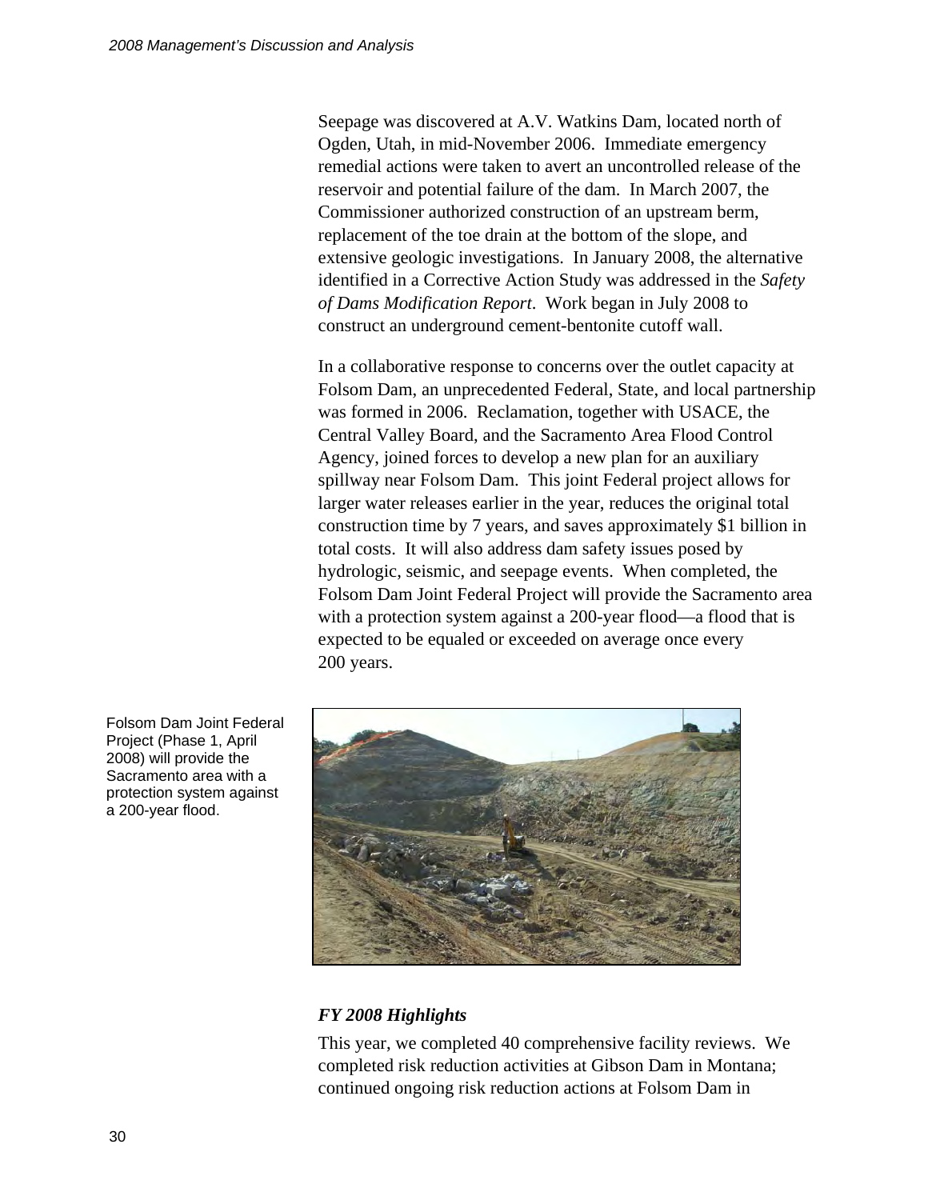Seepage was discovered at A.V. Watkins Dam, located north of Ogden, Utah, in mid-November 2006. Immediate emergency remedial actions were taken to avert an uncontrolled release of the reservoir and potential failure of the dam. In March 2007, the Commissioner authorized construction of an upstream berm, replacement of the toe drain at the bottom of the slope, and extensive geologic investigations. In January 2008, the alternative identified in a Corrective Action Study was addressed in the *Safety of Dams Modification Report*. Work began in July 2008 to construct an underground cement-bentonite cutoff wall.

In a collaborative response to concerns over the outlet capacity at Folsom Dam, an unprecedented Federal, State, and local partnership was formed in 2006. Reclamation, together with USACE, the Central Valley Board, and the Sacramento Area Flood Control Agency, joined forces to develop a new plan for an auxiliary spillway near Folsom Dam. This joint Federal project allows for larger water releases earlier in the year, reduces the original total construction time by 7 years, and saves approximately $1 billion in total costs. It will also address dam safety issues posed by hydrologic, seismic, and seepage events. When completed, the Folsom Dam Joint Federal Project will provide the Sacramento area with a protection system against a 200-year flood—a flood that is expected to be equaled or exceeded on average once every 200 years.

Folsom Dam Joint Federal Project (Phase 1, April 2008) will provide the Sacramento area with a protection system against a 200-year flood.

### *FY 2008 Highlights*

This year, we completed 40 comprehensive facility reviews. We completed risk reduction activities at Gibson Dam in Montana; continued ongoing risk reduction actions at Folsom Dam in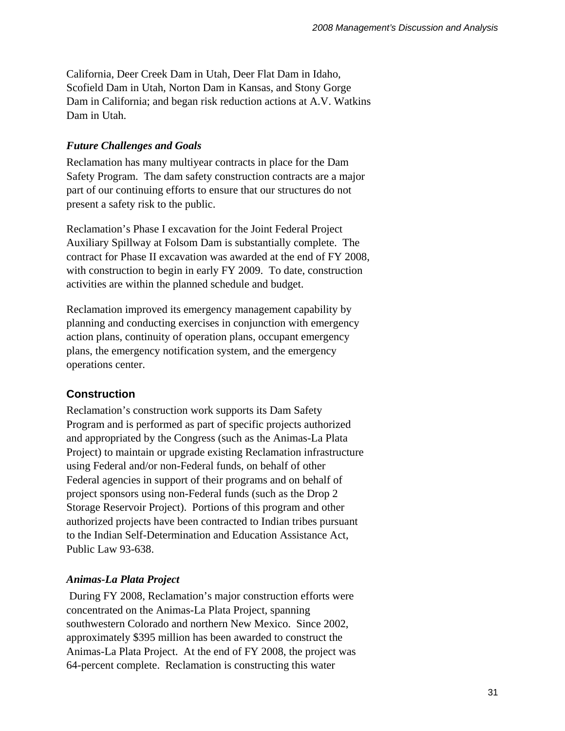California, Deer Creek Dam in Utah, Deer Flat Dam in Idaho, Scofield Dam in Utah, Norton Dam in Kansas, and Stony Gorge Dam in California; and began risk reduction actions at A.V. Watkins Dam in Utah.

### *Future Challenges and Goals*

Reclamation has many multiyear contracts in place for the Dam Safety Program. The dam safety construction contracts are a major part of our continuing efforts to ensure that our structures do not present a safety risk to the public.

Reclamation's Phase I excavation for the Joint Federal Project Auxiliary Spillway at Folsom Dam is substantially complete. The contract for Phase II excavation was awarded at the end of FY 2008, with construction to begin in early FY 2009. To date, construction activities are within the planned schedule and budget.

Reclamation improved its emergency management capability by planning and conducting exercises in conjunction with emergency action plans, continuity of operation plans, occupant emergency plans, the emergency notification system, and the emergency operations center.

## Construction

Reclamation's construction work supports its Dam Safety Program and is performed as part of specific projects authorized and appropriated by the Congress (such as the Animas-La Plata Project) to maintain or upgrade existing Reclamation infrastructure using Federal and/or non-Federal funds, on behalf of other Federal agencies in support of their programs and on behalf of project sponsors using non-Federal funds (such as the Drop 2 Storage Reservoir Project). Portions of this program and other authorized projects have been contracted to Indian tribes pursuant to the Indian Self-Determination and Education Assistance Act, Public Law 93-638.

### *Animas-La Plata Project*

During FY 2008, Reclamation's major construction efforts were concentrated on the Animas-La Plata Project, spanning southwestern Colorado and northern New Mexico. Since 2002, approximately $395 million has been awarded to construct the Animas-La Plata Project. At the end of FY 2008, the project was 64-percent complete. Reclamation is constructing this water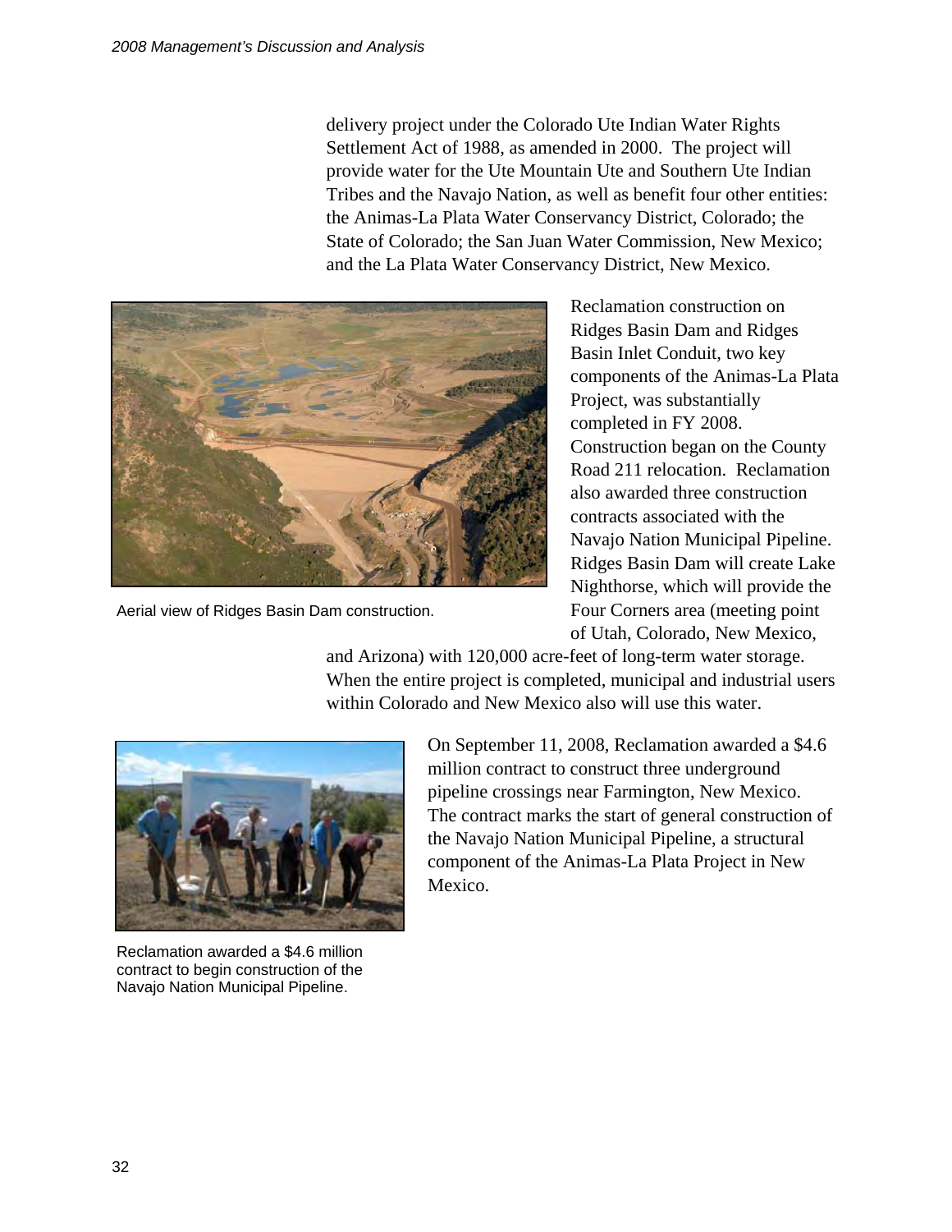delivery project under the Colorado Ute Indian Water Rights Settlement Act of 1988, as amended in 2000. The project will provide water for the Ute Mountain Ute and Southern Ute Indian Tribes and the Navajo Nation, as well as benefit four other entities: the Animas-La Plata Water Conservancy District, Colorado; the State of Colorado; the San Juan Water Commission, New Mexico; and the La Plata Water Conservancy District, New Mexico.

Aerial view of Ridges Basin Dam construction.

Reclamation construction on Ridges Basin Dam and Ridges Basin Inlet Conduit, two key components of the Animas-La Plata Project, was substantially completed in FY 2008. Construction began on the County Road 211 relocation. Reclamation also awarded three construction contracts associated with the Navajo Nation Municipal Pipeline. Ridges Basin Dam will create Lake Nighthorse, which will provide the Four Corners area (meeting point of Utah, Colorado, New Mexico, and Arizona) with 120,000 acre-feet of long-term water storage. When the entire project is completed, municipal and industrial users within Colorado and New Mexico also will use this water.

Reclamation awarded a $4.6 million contract to begin construction of the Navajo Nation Municipal Pipeline.

On September 11, 2008, Reclamation awarded a $4.6 million contract to construct three underground pipeline crossings near Farmington, New Mexico. The contract marks the start of general construction of the Navajo Nation Municipal Pipeline, a structural component of the Animas-La Plata Project in New Mexico.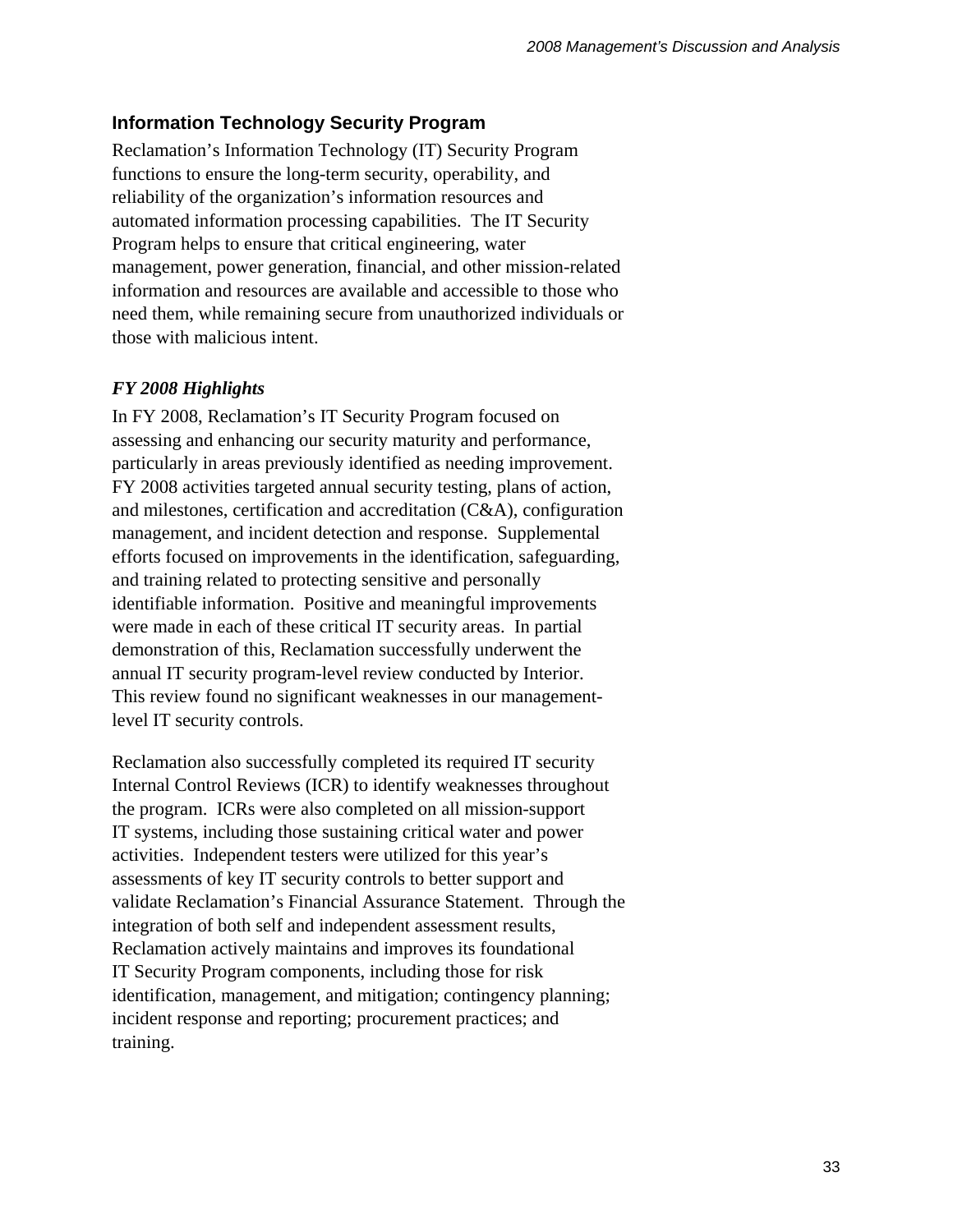## Information Technology Security Program

Reclamation's Information Technology (IT) Security Program functions to ensure the long-term security, operability, and reliability of the organization's information resources and automated information processing capabilities. The IT Security Program helps to ensure that critical engineering, water management, power generation, financial, and other mission-related information and resources are available and accessible to those who need them, while remaining secure from unauthorized individuals or those with malicious intent.

### *FY 2008 Highlights*

In FY 2008, Reclamation's IT Security Program focused on assessing and enhancing our security maturity and performance, particularly in areas previously identified as needing improvement. FY 2008 activities targeted annual security testing, plans of action, and milestones, certification and accreditation (C&A), configuration management, and incident detection and response. Supplemental efforts focused on improvements in the identification, safeguarding, and training related to protecting sensitive and personally identifiable information. Positive and meaningful improvements were made in each of these critical IT security areas. In partial demonstration of this, Reclamation successfully underwent the annual IT security program-level review conducted by Interior. This review found no significant weaknesses in our management-level IT security controls.

Reclamation also successfully completed its required IT security Internal Control Reviews (ICR) to identify weaknesses throughout the program. ICRs were also completed on all mission-support IT systems, including those sustaining critical water and power activities. Independent testers were utilized for this year's assessments of key IT security controls to better support and validate Reclamation's Financial Assurance Statement. Through the integration of both self and independent assessment results, Reclamation actively maintains and improves its foundational IT Security Program components, including those for risk identification, management, and mitigation; contingency planning; incident response and reporting; procurement practices; and training.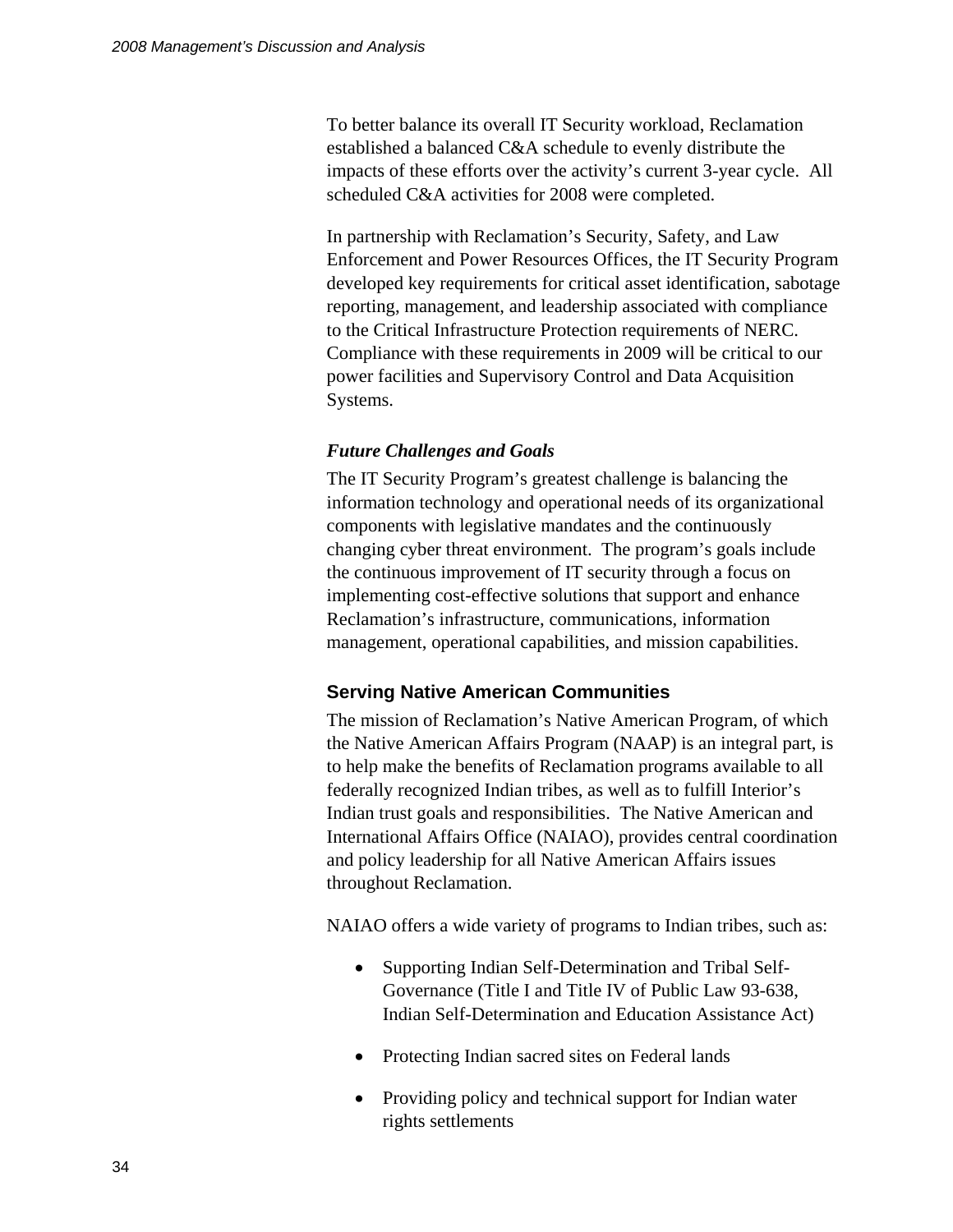To better balance its overall IT Security workload, Reclamation established a balanced C&A schedule to evenly distribute the impacts of these efforts over the activity's current 3-year cycle. All scheduled C&A activities for 2008 were completed.

In partnership with Reclamation's Security, Safety, and Law Enforcement and Power Resources Offices, the IT Security Program developed key requirements for critical asset identification, sabotage reporting, management, and leadership associated with compliance to the Critical Infrastructure Protection requirements of NERC. Compliance with these requirements in 2009 will be critical to our power facilities and Supervisory Control and Data Acquisition Systems.

### *Future Challenges and Goals*

The IT Security Program's greatest challenge is balancing the information technology and operational needs of its organizational components with legislative mandates and the continuously changing cyber threat environment. The program's goals include the continuous improvement of IT security through a focus on implementing cost-effective solutions that support and enhance Reclamation's infrastructure, communications, information management, operational capabilities, and mission capabilities.

## Serving Native American Communities

The mission of Reclamation's Native American Program, of which the Native American Affairs Program (NAAP) is an integral part, is to help make the benefits of Reclamation programs available to all federally recognized Indian tribes, as well as to fulfill Interior's Indian trust goals and responsibilities. The Native American and International Affairs Office (NAIAO), provides central coordination and policy leadership for all Native American Affairs issues throughout Reclamation.

NAIAO offers a wide variety of programs to Indian tribes, such as:

- Supporting Indian Self-Determination and Tribal Self-Governance (Title I and Title IV of Public Law 93-638, Indian Self-Determination and Education Assistance Act)
- Protecting Indian sacred sites on Federal lands
- Providing policy and technical support for Indian water rights settlements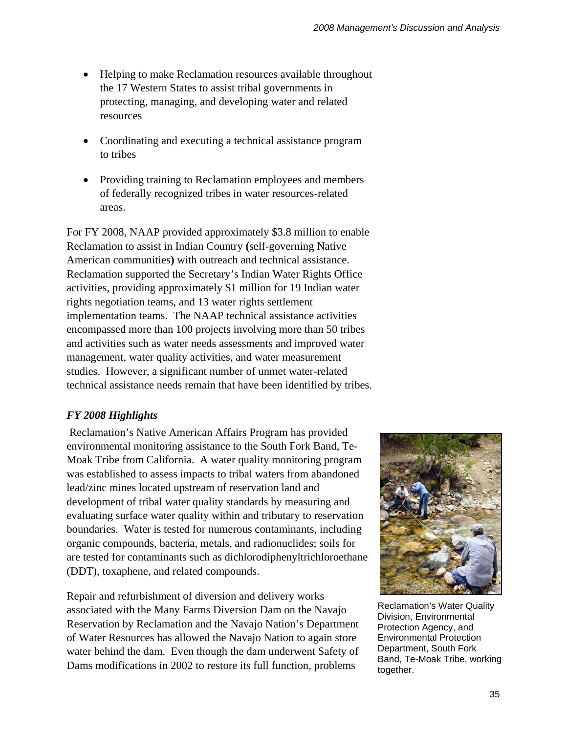- Helping to make Reclamation resources available throughout the 17 Western States to assist tribal governments in protecting, managing, and developing water and related resources

- Coordinating and executing a technical assistance program to tribes

- Providing training to Reclamation employees and members of federally recognized tribes in water resources-related areas.

For FY 2008, NAAP provided approximately $3.8 million to enable Reclamation to assist in Indian Country **(**self-governing Native American communities**)** with outreach and technical assistance. Reclamation supported the Secretary's Indian Water Rights Office activities, providing approximately $1 million for 19 Indian water rights negotiation teams, and 13 water rights settlement implementation teams. The NAAP technical assistance activities encompassed more than 100 projects involving more than 50 tribes and activities such as water needs assessments and improved water management, water quality activities, and water measurement studies. However, a significant number of unmet water-related technical assistance needs remain that have been identified by tribes.

### *FY 2008 Highlights*

Reclamation's Native American Affairs Program has provided environmental monitoring assistance to the South Fork Band, Te-Moak Tribe from California. A water quality monitoring program was established to assess impacts to tribal waters from abandoned lead/zinc mines located upstream of reservation land and development of tribal water quality standards by measuring and evaluating surface water quality within and tributary to reservation boundaries. Water is tested for numerous contaminants, including organic compounds, bacteria, metals, and radionuclides; soils for are tested for contaminants such as dichlorodiphenyltrichloroethane (DDT), toxaphene, and related compounds.

Reclamation's Water Quality Division, Environmental Protection Agency, and Environmental Protection Department, South Fork Band, Te-Moak Tribe, working together.

Repair and refurbishment of diversion and delivery works associated with the Many Farms Diversion Dam on the Navajo Reservation by Reclamation and the Navajo Nation's Department of Water Resources has allowed the Navajo Nation to again store water behind the dam. Even though the dam underwent Safety of Dams modifications in 2002 to restore its full function, problems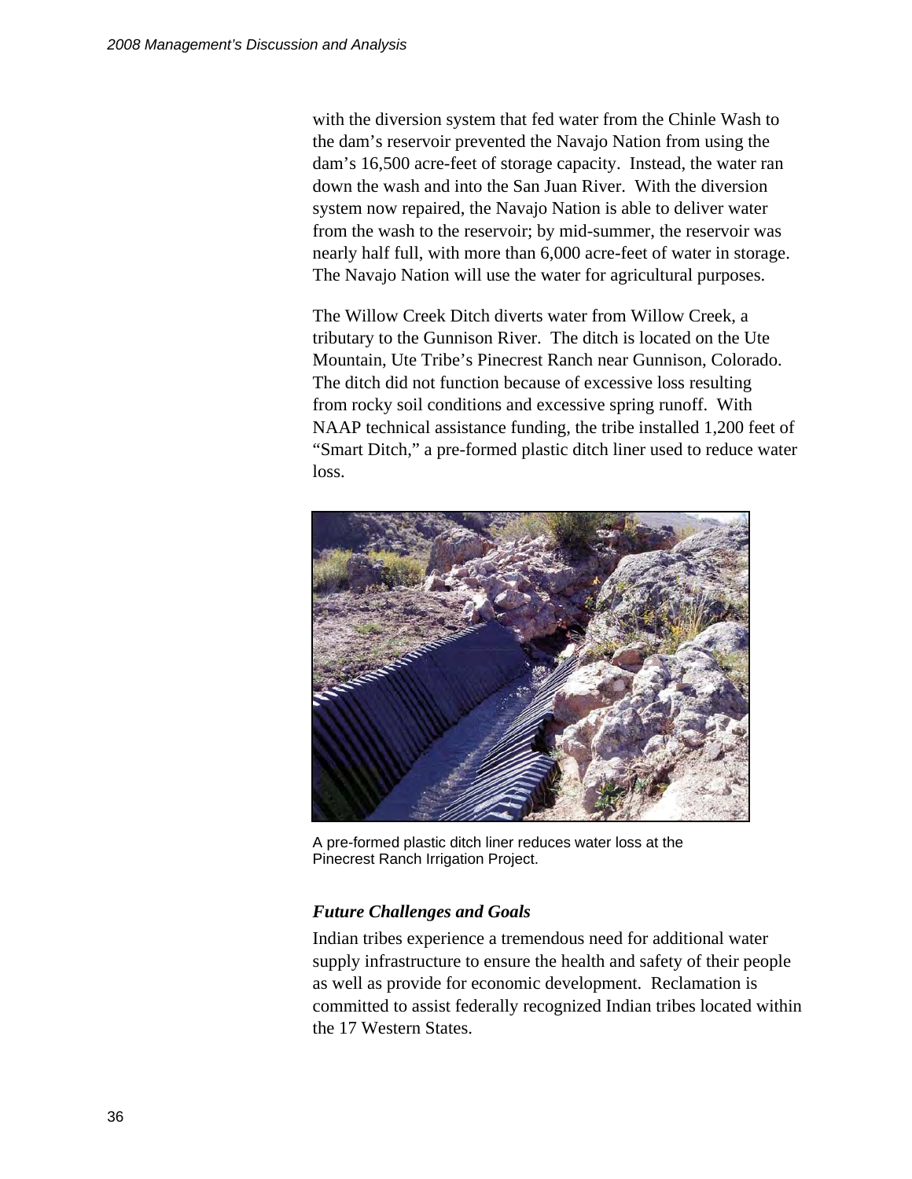with the diversion system that fed water from the Chinle Wash to the dam's reservoir prevented the Navajo Nation from using the dam's 16,500 acre-feet of storage capacity. Instead, the water ran down the wash and into the San Juan River. With the diversion system now repaired, the Navajo Nation is able to deliver water from the wash to the reservoir; by mid-summer, the reservoir was nearly half full, with more than 6,000 acre-feet of water in storage. The Navajo Nation will use the water for agricultural purposes.

The Willow Creek Ditch diverts water from Willow Creek, a tributary to the Gunnison River. The ditch is located on the Ute Mountain, Ute Tribe's Pinecrest Ranch near Gunnison, Colorado. The ditch did not function because of excessive loss resulting from rocky soil conditions and excessive spring runoff. With NAAP technical assistance funding, the tribe installed 1,200 feet of "Smart Ditch," a pre-formed plastic ditch liner used to reduce water loss.

A pre-formed plastic ditch liner reduces water loss at the Pinecrest Ranch Irrigation Project.

### *Future Challenges and Goals*

Indian tribes experience a tremendous need for additional water supply infrastructure to ensure the health and safety of their people as well as provide for economic development. Reclamation is committed to assist federally recognized Indian tribes located within the 17 Western States.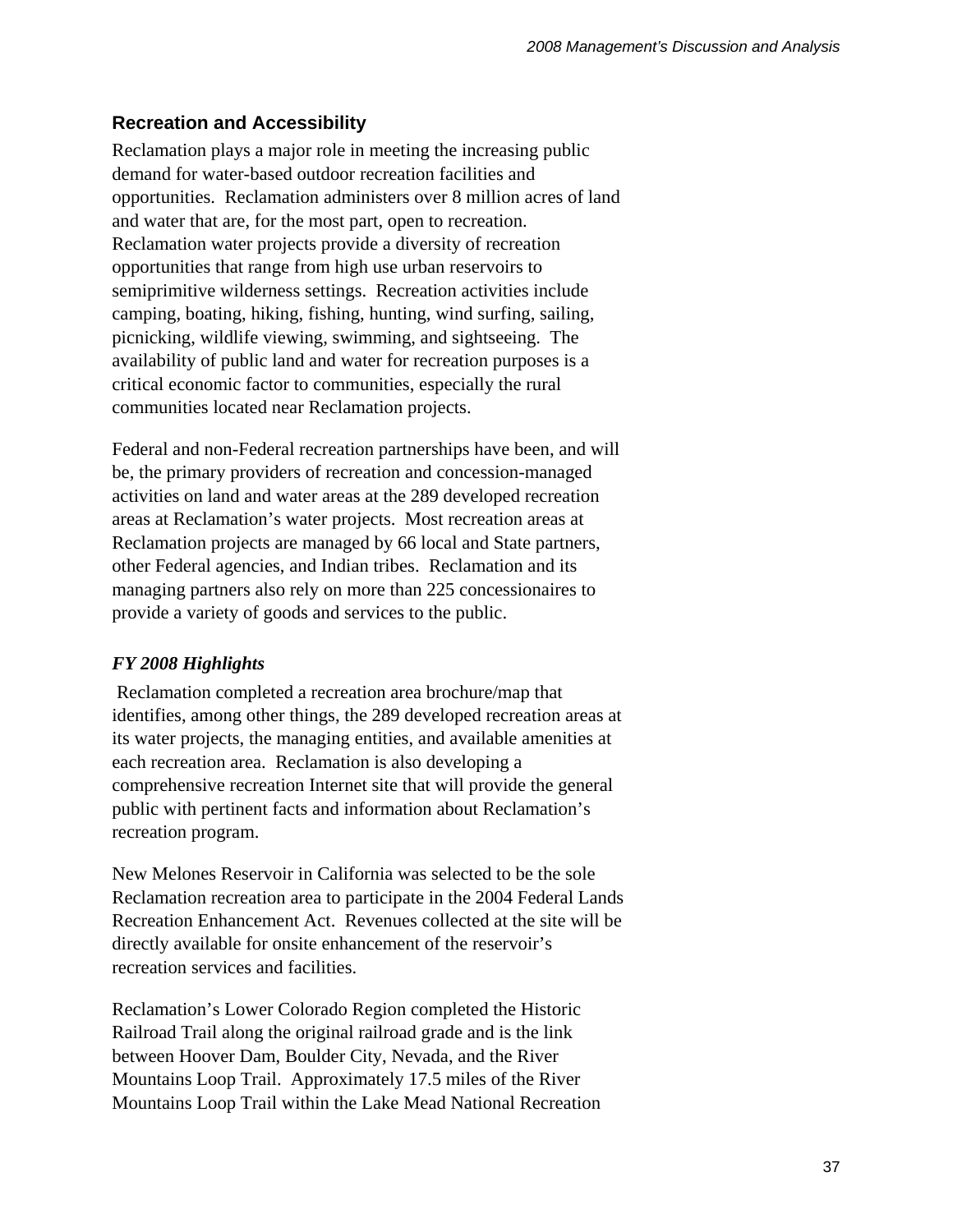## Recreation and Accessibility

Reclamation plays a major role in meeting the increasing public demand for water-based outdoor recreation facilities and opportunities. Reclamation administers over 8 million acres of land and water that are, for the most part, open to recreation. Reclamation water projects provide a diversity of recreation opportunities that range from high use urban reservoirs to semiprimitive wilderness settings. Recreation activities include camping, boating, hiking, fishing, hunting, wind surfing, sailing, picnicking, wildlife viewing, swimming, and sightseeing. The availability of public land and water for recreation purposes is a critical economic factor to communities, especially the rural communities located near Reclamation projects.

Federal and non-Federal recreation partnerships have been, and will be, the primary providers of recreation and concession-managed activities on land and water areas at the 289 developed recreation areas at Reclamation's water projects. Most recreation areas at Reclamation projects are managed by 66 local and State partners, other Federal agencies, and Indian tribes. Reclamation and its managing partners also rely on more than 225 concessionaires to provide a variety of goods and services to the public.

### *FY 2008 Highlights*

Reclamation completed a recreation area brochure/map that identifies, among other things, the 289 developed recreation areas at its water projects, the managing entities, and available amenities at each recreation area. Reclamation is also developing a comprehensive recreation Internet site that will provide the general public with pertinent facts and information about Reclamation's recreation program.

New Melones Reservoir in California was selected to be the sole Reclamation recreation area to participate in the 2004 Federal Lands Recreation Enhancement Act. Revenues collected at the site will be directly available for onsite enhancement of the reservoir's recreation services and facilities.

Reclamation's Lower Colorado Region completed the Historic Railroad Trail along the original railroad grade and is the link between Hoover Dam, Boulder City, Nevada, and the River Mountains Loop Trail. Approximately 17.5 miles of the River Mountains Loop Trail within the Lake Mead National Recreation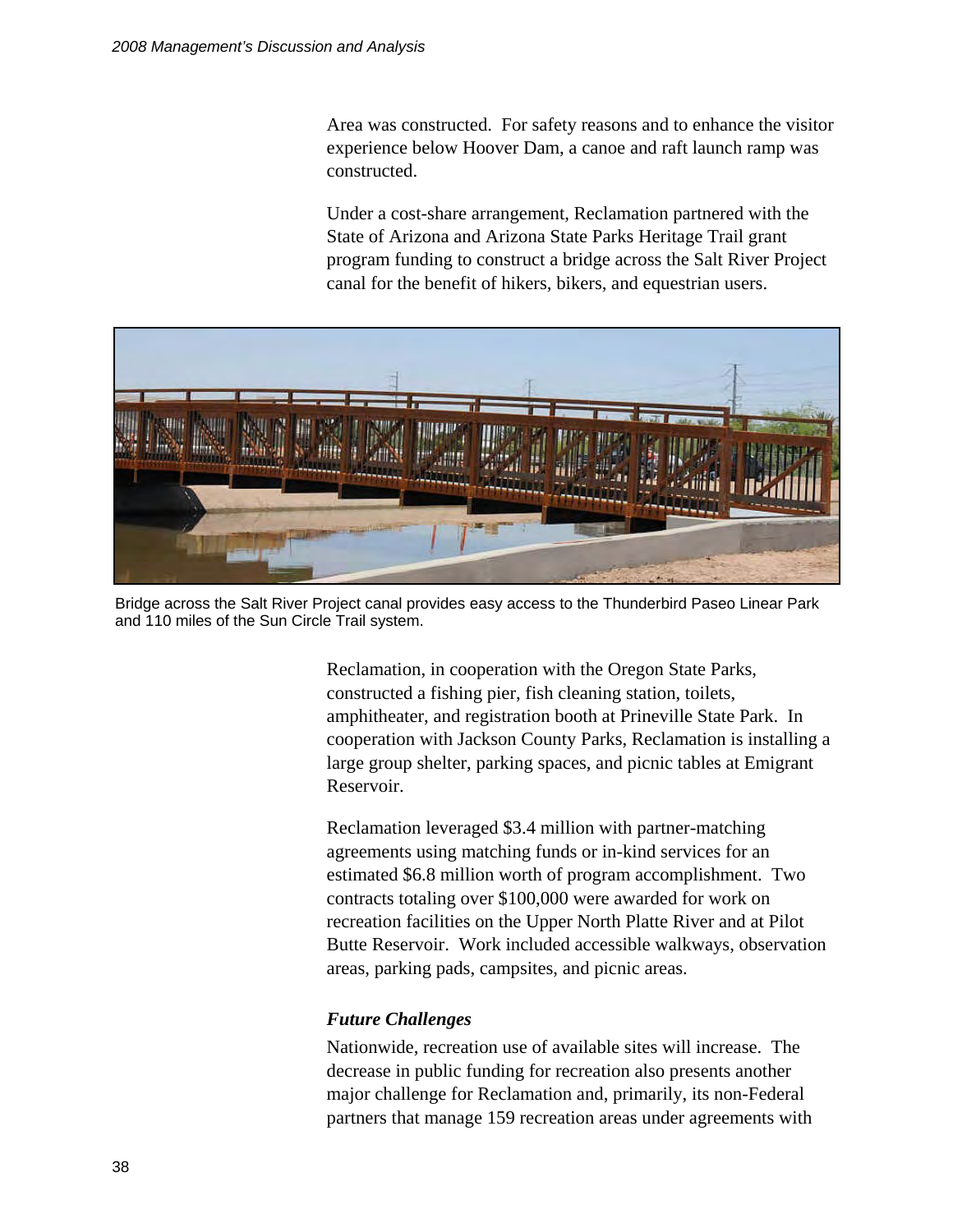Area was constructed. For safety reasons and to enhance the visitor experience below Hoover Dam, a canoe and raft launch ramp was constructed.

Under a cost-share arrangement, Reclamation partnered with the State of Arizona and Arizona State Parks Heritage Trail grant program funding to construct a bridge across the Salt River Project canal for the benefit of hikers, bikers, and equestrian users.

Bridge across the Salt River Project canal provides easy access to the Thunderbird Paseo Linear Park and 110 miles of the Sun Circle Trail system.

Reclamation, in cooperation with the Oregon State Parks, constructed a fishing pier, fish cleaning station, toilets, amphitheater, and registration booth at Prineville State Park. In cooperation with Jackson County Parks, Reclamation is installing a large group shelter, parking spaces, and picnic tables at Emigrant Reservoir.

Reclamation leveraged $3.4 million with partner-matching agreements using matching funds or in-kind services for an estimated $6.8 million worth of program accomplishment. Two contracts totaling over $100,000 were awarded for work on recreation facilities on the Upper North Platte River and at Pilot Butte Reservoir. Work included accessible walkways, observation areas, parking pads, campsites, and picnic areas.

***Future Challenges***

Nationwide, recreation use of available sites will increase. The decrease in public funding for recreation also presents another major challenge for Reclamation and, primarily, its non-Federal partners that manage 159 recreation areas under agreements with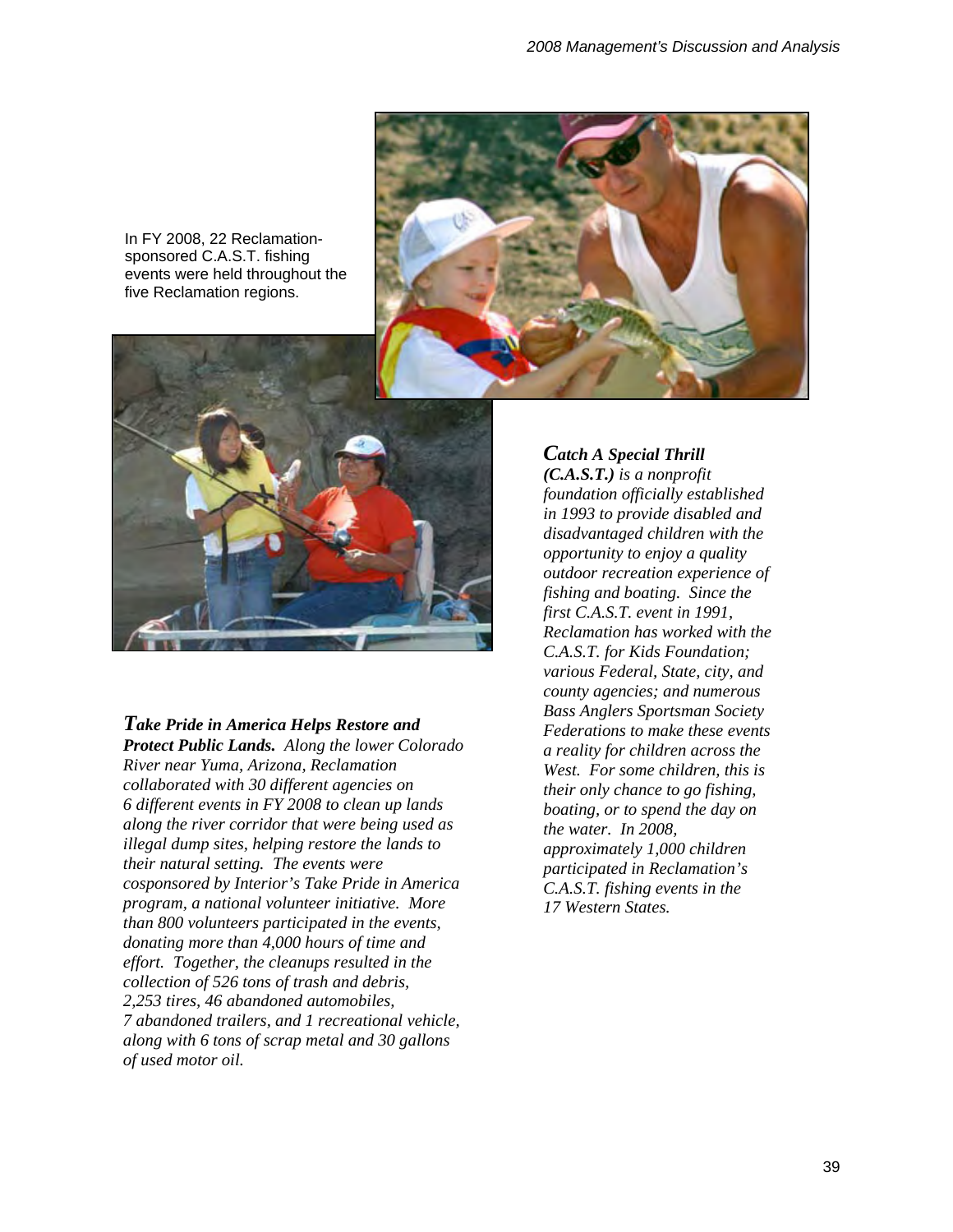In FY 2008, 22 Reclamation-sponsored C.A.S.T. fishing events were held throughout the five Reclamation regions.

***Catch A Special Thrill (C.A.S.T.)*** *is a nonprofit foundation officially established in 1993 to provide disabled and disadvantaged children with the opportunity to enjoy a quality outdoor recreation experience of fishing and boating. Since the first C.A.S.T. event in 1991, Reclamation has worked with the C.A.S.T. for Kids Foundation; various Federal, State, city, and county agencies; and numerous Bass Anglers Sportsman Society Federations to make these events a reality for children across the West. For some children, this is their only chance to go fishing, boating, or to spend the day on the water. In 2008, approximately 1,000 children participated in Reclamation's C.A.S.T. fishing events in the 17 Western States.*

***Take Pride in America Helps Restore and Protect Public Lands.*** *Along the lower Colorado River near Yuma, Arizona, Reclamation collaborated with 30 different agencies on 6 different events in FY 2008 to clean up lands along the river corridor that were being used as illegal dump sites, helping restore the lands to their natural setting. The events were cosponsored by Interior's Take Pride in America program, a national volunteer initiative. More than 800 volunteers participated in the events, donating more than 4,000 hours of time and effort. Together, the cleanups resulted in the collection of 526 tons of trash and debris, 2,253 tires, 46 abandoned automobiles, 7 abandoned trailers, and 1 recreational vehicle, along with 6 tons of scrap metal and 30 gallons of used motor oil.*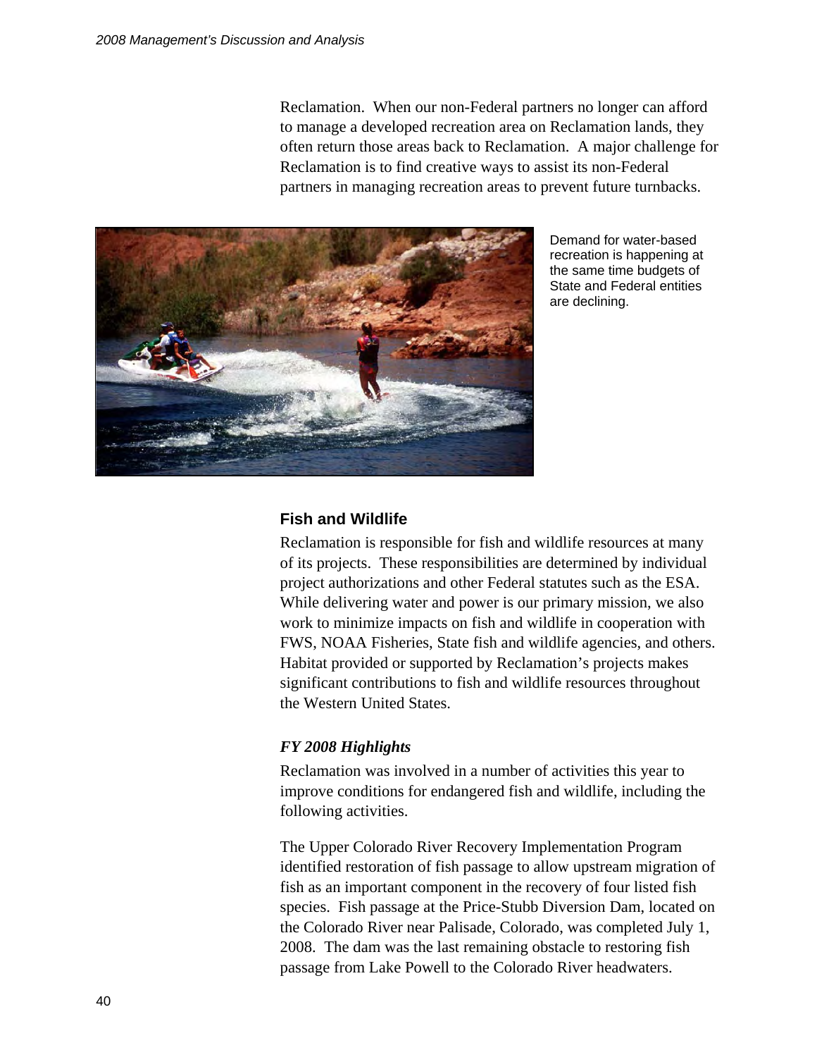Reclamation. When our non-Federal partners no longer can afford to manage a developed recreation area on Reclamation lands, they often return those areas back to Reclamation. A major challenge for Reclamation is to find creative ways to assist its non-Federal partners in managing recreation areas to prevent future turnbacks.

Demand for water-based recreation is happening at the same time budgets of State and Federal entities are declining.

### Fish and Wildlife

Reclamation is responsible for fish and wildlife resources at many of its projects. These responsibilities are determined by individual project authorizations and other Federal statutes such as the ESA. While delivering water and power is our primary mission, we also work to minimize impacts on fish and wildlife in cooperation with FWS, NOAA Fisheries, State fish and wildlife agencies, and others. Habitat provided or supported by Reclamation's projects makes significant contributions to fish and wildlife resources throughout the Western United States.

#### *FY 2008 Highlights*

Reclamation was involved in a number of activities this year to improve conditions for endangered fish and wildlife, including the following activities.

The Upper Colorado River Recovery Implementation Program identified restoration of fish passage to allow upstream migration of fish as an important component in the recovery of four listed fish species. Fish passage at the Price-Stubb Diversion Dam, located on the Colorado River near Palisade, Colorado, was completed July 1, 2008. The dam was the last remaining obstacle to restoring fish passage from Lake Powell to the Colorado River headwaters.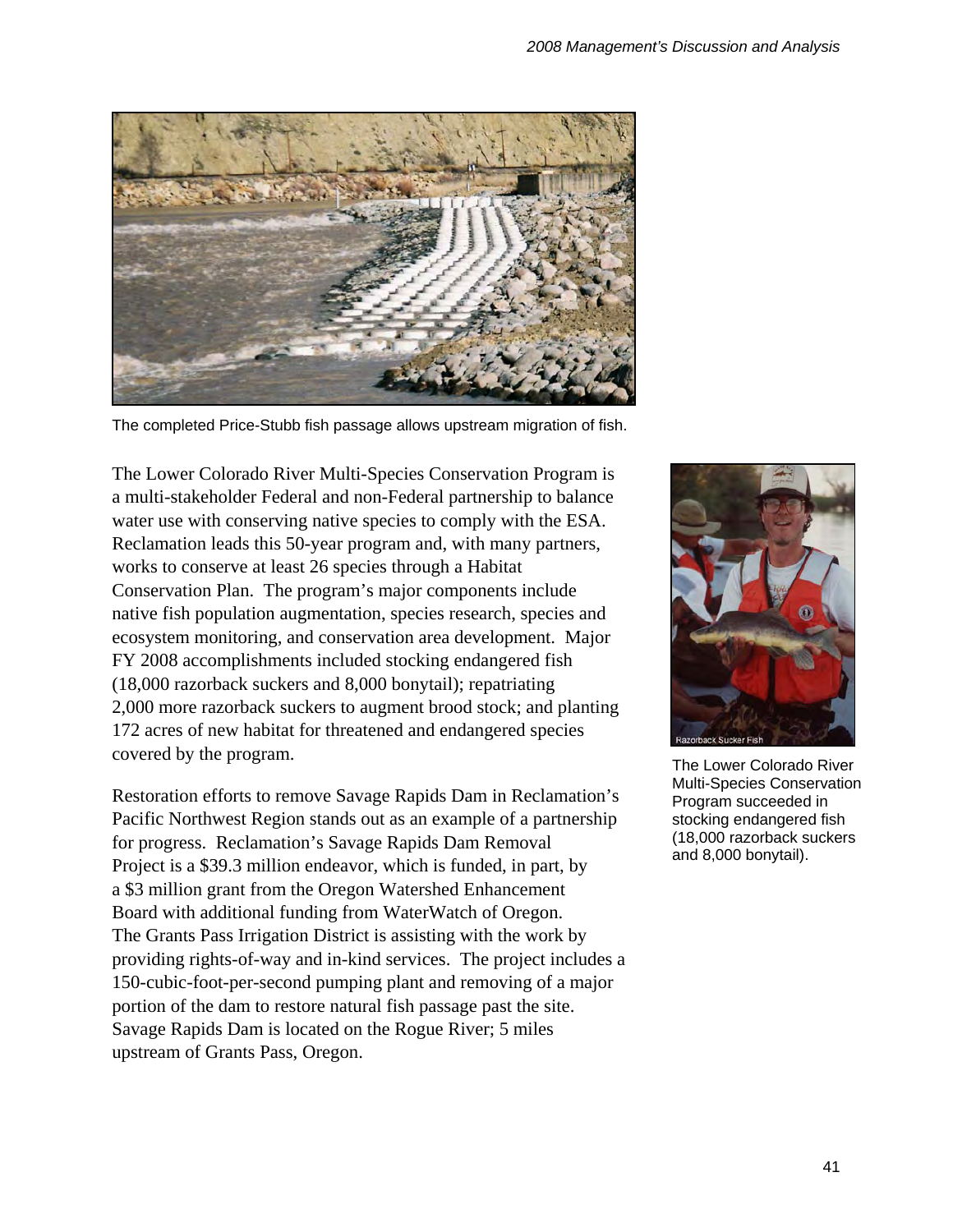The completed Price-Stubb fish passage allows upstream migration of fish.

The Lower Colorado River Multi-Species Conservation Program is a multi-stakeholder Federal and non-Federal partnership to balance water use with conserving native species to comply with the ESA. Reclamation leads this 50-year program and, with many partners, works to conserve at least 26 species through a Habitat Conservation Plan. The program's major components include native fish population augmentation, species research, species and ecosystem monitoring, and conservation area development. Major FY 2008 accomplishments included stocking endangered fish (18,000 razorback suckers and 8,000 bonytail); repatriating 2,000 more razorback suckers to augment brood stock; and planting 172 acres of new habitat for threatened and endangered species covered by the program.

Razorback Sucker Fish

The Lower Colorado River Multi-Species Conservation Program succeeded in stocking endangered fish (18,000 razorback suckers and 8,000 bonytail).

Restoration efforts to remove Savage Rapids Dam in Reclamation's Pacific Northwest Region stands out as an example of a partnership for progress. Reclamation's Savage Rapids Dam Removal Project is a $39.3 million endeavor, which is funded, in part, by a $3 million grant from the Oregon Watershed Enhancement Board with additional funding from WaterWatch of Oregon. The Grants Pass Irrigation District is assisting with the work by providing rights-of-way and in-kind services. The project includes a 150-cubic-foot-per-second pumping plant and removing of a major portion of the dam to restore natural fish passage past the site. Savage Rapids Dam is located on the Rogue River; 5 miles upstream of Grants Pass, Oregon.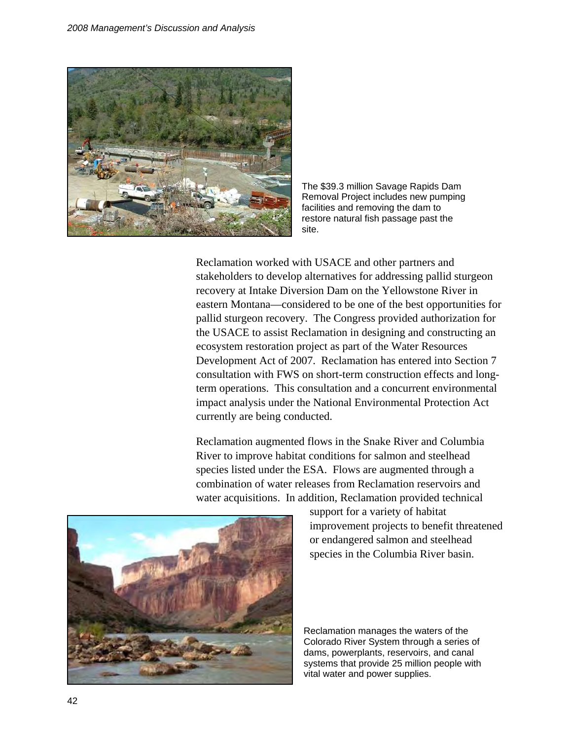The $39.3 million Savage Rapids Dam Removal Project includes new pumping facilities and removing the dam to restore natural fish passage past the site.

Reclamation worked with USACE and other partners and stakeholders to develop alternatives for addressing pallid sturgeon recovery at Intake Diversion Dam on the Yellowstone River in eastern Montana—considered to be one of the best opportunities for pallid sturgeon recovery. The Congress provided authorization for the USACE to assist Reclamation in designing and constructing an ecosystem restoration project as part of the Water Resources Development Act of 2007. Reclamation has entered into Section 7 consultation with FWS on short-term construction effects and long-term operations. This consultation and a concurrent environmental impact analysis under the National Environmental Protection Act currently are being conducted.

Reclamation augmented flows in the Snake River and Columbia River to improve habitat conditions for salmon and steelhead species listed under the ESA. Flows are augmented through a combination of water releases from Reclamation reservoirs and water acquisitions. In addition, Reclamation provided technical support for a variety of habitat improvement projects to benefit threatened or endangered salmon and steelhead species in the Columbia River basin.

Reclamation manages the waters of the Colorado River System through a series of dams, powerplants, reservoirs, and canal systems that provide 25 million people with vital water and power supplies.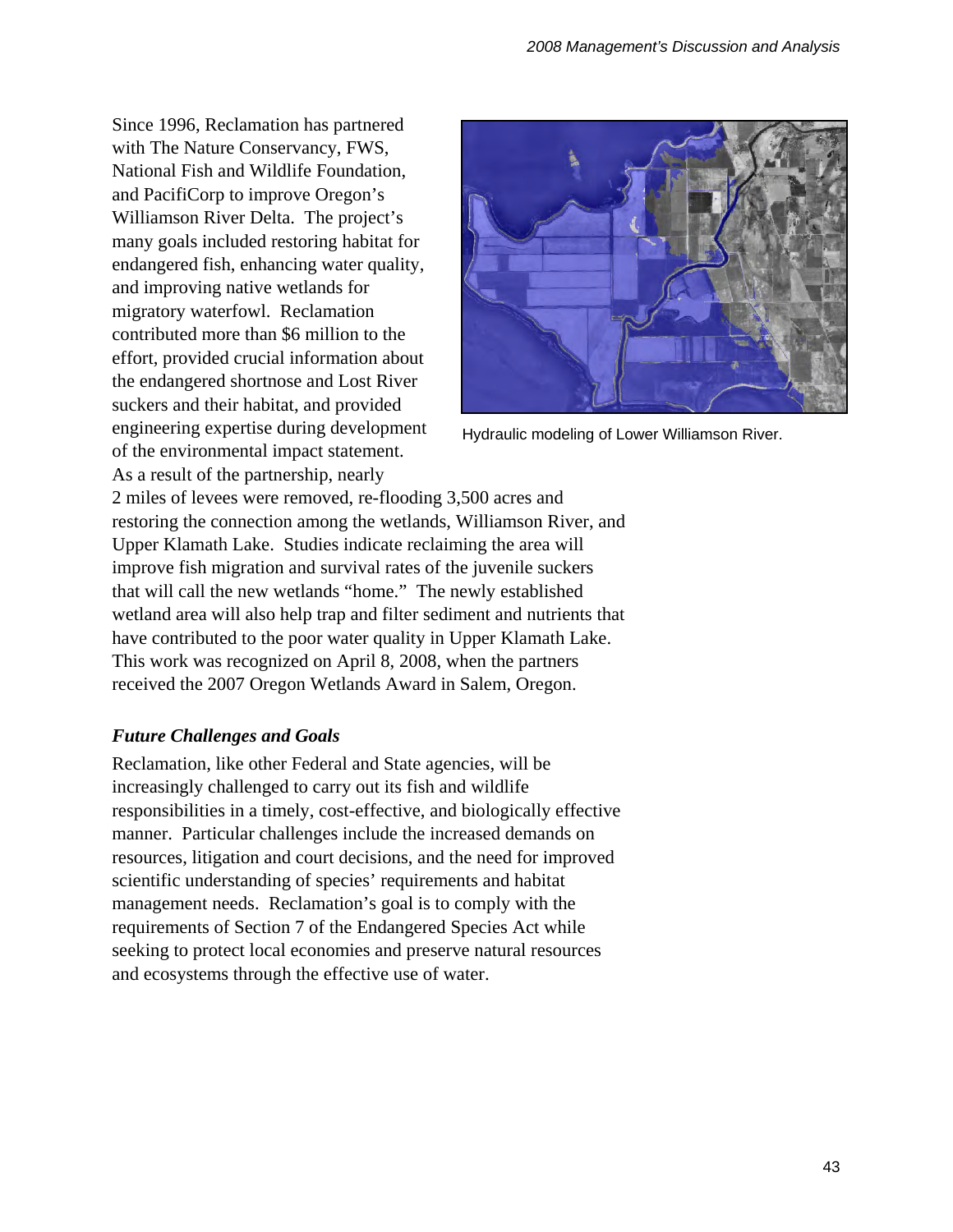Since 1996, Reclamation has partnered with The Nature Conservancy, FWS, National Fish and Wildlife Foundation, and PacifiCorp to improve Oregon's Williamson River Delta. The project's many goals included restoring habitat for endangered fish, enhancing water quality, and improving native wetlands for migratory waterfowl. Reclamation contributed more than $6 million to the effort, provided crucial information about the endangered shortnose and Lost River suckers and their habitat, and provided engineering expertise during development of the environmental impact statement. As a result of the partnership, nearly 2 miles of levees were removed, re-flooding 3,500 acres and restoring the connection among the wetlands, Williamson River, and Upper Klamath Lake. Studies indicate reclaiming the area will improve fish migration and survival rates of the juvenile suckers that will call the new wetlands "home." The newly established wetland area will also help trap and filter sediment and nutrients that have contributed to the poor water quality in Upper Klamath Lake. This work was recognized on April 8, 2008, when the partners received the 2007 Oregon Wetlands Award in Salem, Oregon.

Hydraulic modeling of Lower Williamson River.

### *Future Challenges and Goals*

Reclamation, like other Federal and State agencies, will be increasingly challenged to carry out its fish and wildlife responsibilities in a timely, cost-effective, and biologically effective manner. Particular challenges include the increased demands on resources, litigation and court decisions, and the need for improved scientific understanding of species' requirements and habitat management needs. Reclamation's goal is to comply with the requirements of Section 7 of the Endangered Species Act while seeking to protect local economies and preserve natural resources and ecosystems through the effective use of water.